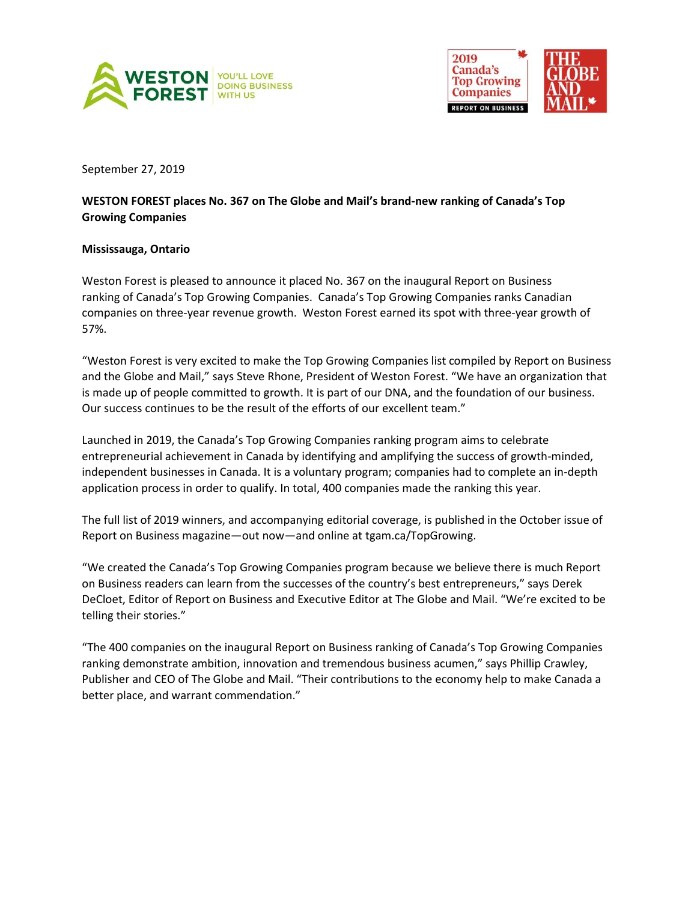September 27, 2019

**WESTON FOREST places No. 367 on The Globe and Mail's brand-new ranking of Canada's Top Growing Companies**

**Mississauga, Ontario**

Weston Forest is pleased to announce it placed No. 367 on the inaugural Report on Business ranking of Canada's Top Growing Companies. Canada's Top Growing Companies ranks Canadian companies on three-year revenue growth. Weston Forest earned its spot with three-year growth of 57%.

"Weston Forest is very excited to make the Top Growing Companies list compiled by Report on Business and the Globe and Mail," says Steve Rhone, President of Weston Forest. "We have an organization that is made up of people committed to growth. It is part of our DNA, and the foundation of our business. Our success continues to be the result of the efforts of our excellent team."

Launched in 2019, the Canada's Top Growing Companies ranking program aims to celebrate entrepreneurial achievement in Canada by identifying and amplifying the success of growth-minded, independent businesses in Canada. It is a voluntary program; companies had to complete an in-depth application process in order to qualify. In total, 400 companies made the ranking this year.

The full list of 2019 winners, and accompanying editorial coverage, is published in the October issue of Report on Business magazine—out now—and online at tgam.ca/TopGrowing.

"We created the Canada's Top Growing Companies program because we believe there is much Report on Business readers can learn from the successes of the country's best entrepreneurs," says Derek DeCloet, Editor of Report on Business and Executive Editor at The Globe and Mail. "We're excited to be telling their stories."

"The 400 companies on the inaugural Report on Business ranking of Canada's Top Growing Companies ranking demonstrate ambition, innovation and tremendous business acumen," says Phillip Crawley, Publisher and CEO of The Globe and Mail. "Their contributions to the economy help to make Canada a better place, and warrant commendation."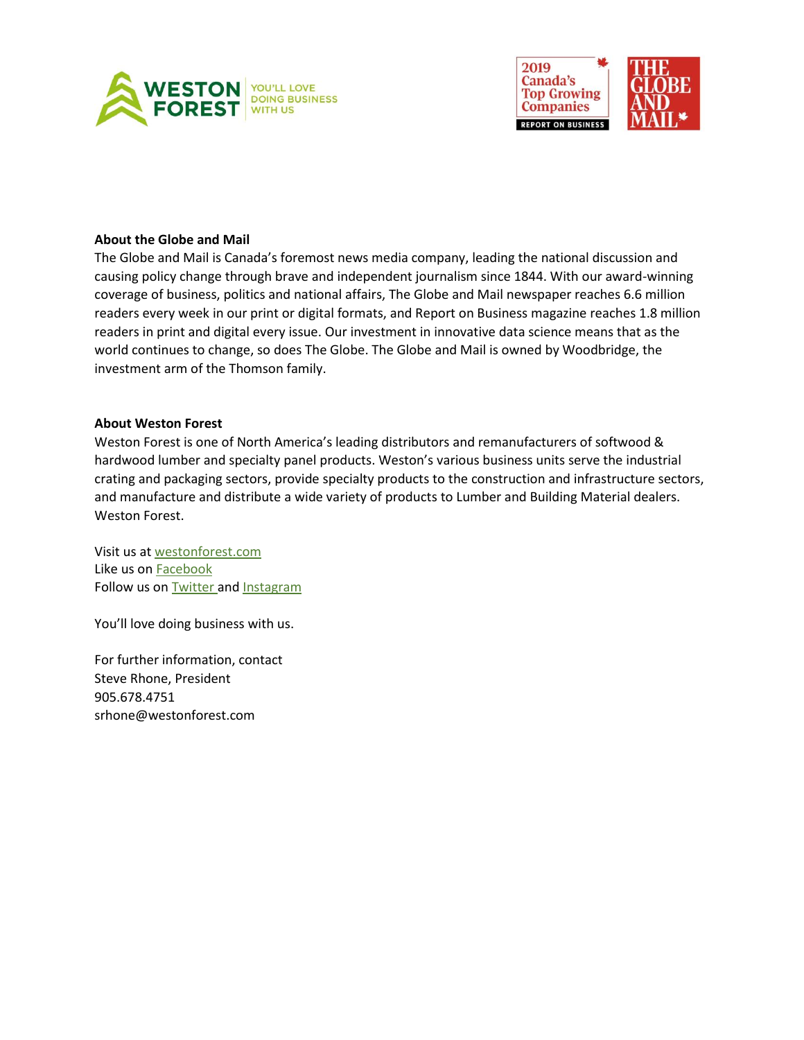**About the Globe and Mail**

The Globe and Mail is Canada's foremost news media company, leading the national discussion and causing policy change through brave and independent journalism since 1844. With our award-winning coverage of business, politics and national affairs, The Globe and Mail newspaper reaches 6.6 million readers every week in our print or digital formats, and Report on Business magazine reaches 1.8 million readers in print and digital every issue. Our investment in innovative data science means that as the world continues to change, so does The Globe. The Globe and Mail is owned by Woodbridge, the investment arm of the Thomson family.

**About Weston Forest**

Weston Forest is one of North America's leading distributors and remanufacturers of softwood & hardwood lumber and specialty panel products. Weston's various business units serve the industrial crating and packaging sectors, provide specialty products to the construction and infrastructure sectors, and manufacture and distribute a wide variety of products to Lumber and Building Material dealers. Weston Forest.

Visit us at westonforest.com
Like us on Facebook
Follow us on Twitter and Instagram

You'll love doing business with us.

For further information, contact
Steve Rhone, President
905.678.4751
srhone@westonforest.com